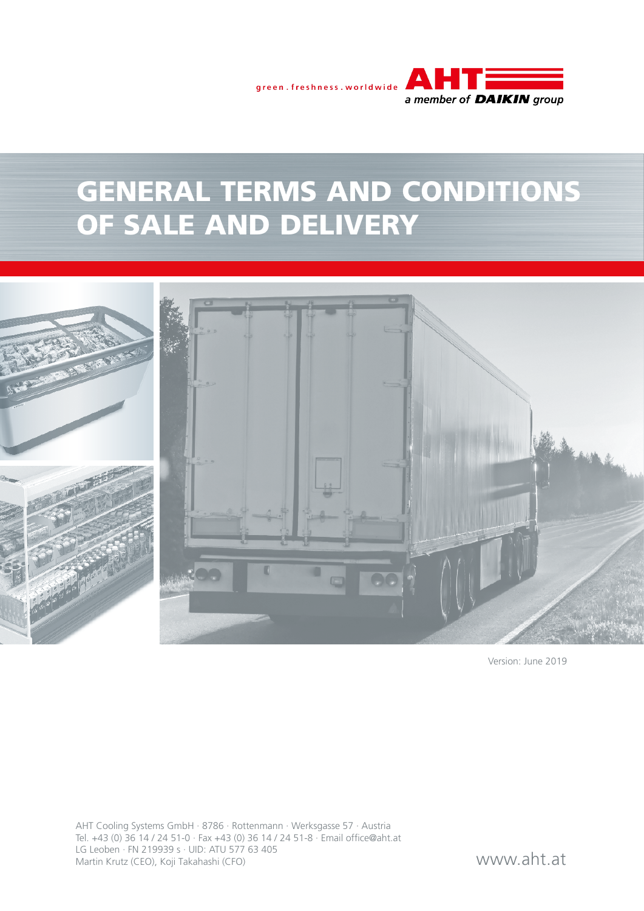green . freshness . worldwide **AHT**
*a member of* ***DAIKIN*** *group*

# GENERAL TERMS AND CONDITIONS OF SALE AND DELIVERY

Version: June 2019

AHT Cooling Systems GmbH · 8786 · Rottenmann · Werksgasse 57 · Austria
Tel. +43 (0) 36 14 / 24 51-0 · Fax +43 (0) 36 14 / 24 51-8 · Email office@aht.at
LG Leoben · FN 219939 s · UID: ATU 577 63 405
Martin Krutz (CEO), Koji Takahashi (CFO)

www.aht.at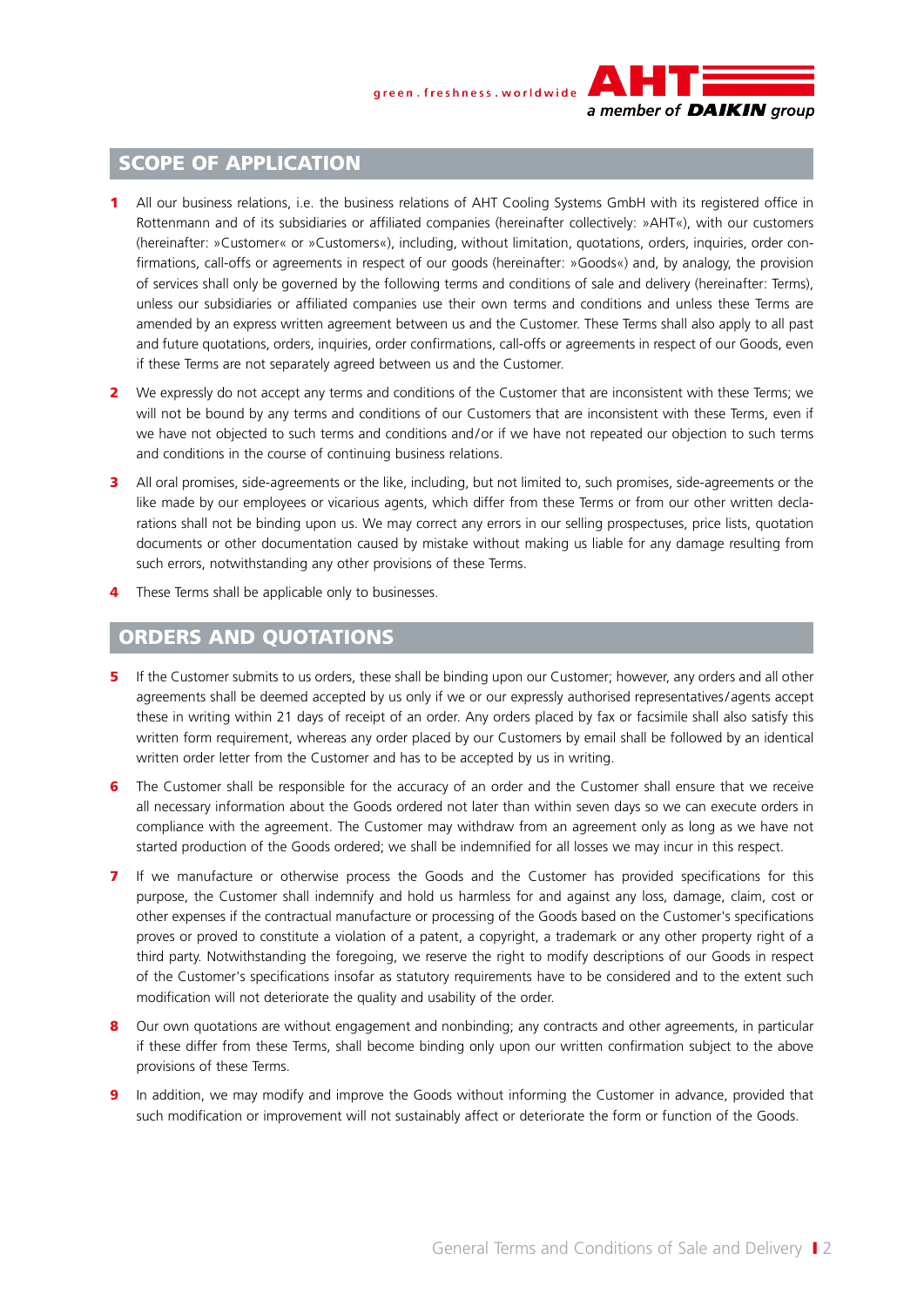## SCOPE OF APPLICATION

**1** All our business relations, i.e. the business relations of AHT Cooling Systems GmbH with its registered office in Rottenmann and of its subsidiaries or affiliated companies (hereinafter collectively: »AHT«), with our customers (hereinafter: »Customer« or »Customers«), including, without limitation, quotations, orders, inquiries, order confirmations, call-offs or agreements in respect of our goods (hereinafter: »Goods«) and, by analogy, the provision of services shall only be governed by the following terms and conditions of sale and delivery (hereinafter: Terms), unless our subsidiaries or affiliated companies use their own terms and conditions and unless these Terms are amended by an express written agreement between us and the Customer. These Terms shall also apply to all past and future quotations, orders, inquiries, order confirmations, call-offs or agreements in respect of our Goods, even if these Terms are not separately agreed between us and the Customer.

**2** We expressly do not accept any terms and conditions of the Customer that are inconsistent with these Terms; we will not be bound by any terms and conditions of our Customers that are inconsistent with these Terms, even if we have not objected to such terms and conditions and/or if we have not repeated our objection to such terms and conditions in the course of continuing business relations.

**3** All oral promises, side-agreements or the like, including, but not limited to, such promises, side-agreements or the like made by our employees or vicarious agents, which differ from these Terms or from our other written declarations shall not be binding upon us. We may correct any errors in our selling prospectuses, price lists, quotation documents or other documentation caused by mistake without making us liable for any damage resulting from such errors, notwithstanding any other provisions of these Terms.

**4** These Terms shall be applicable only to businesses.

## ORDERS AND QUOTATIONS

**5** If the Customer submits to us orders, these shall be binding upon our Customer; however, any orders and all other agreements shall be deemed accepted by us only if we or our expressly authorised representatives/agents accept these in writing within 21 days of receipt of an order. Any orders placed by fax or facsimile shall also satisfy this written form requirement, whereas any order placed by our Customers by email shall be followed by an identical written order letter from the Customer and has to be accepted by us in writing.

**6** The Customer shall be responsible for the accuracy of an order and the Customer shall ensure that we receive all necessary information about the Goods ordered not later than within seven days so we can execute orders in compliance with the agreement. The Customer may withdraw from an agreement only as long as we have not started production of the Goods ordered; we shall be indemnified for all losses we may incur in this respect.

**7** If we manufacture or otherwise process the Goods and the Customer has provided specifications for this purpose, the Customer shall indemnify and hold us harmless for and against any loss, damage, claim, cost or other expenses if the contractual manufacture or processing of the Goods based on the Customer's specifications proves or proved to constitute a violation of a patent, a copyright, a trademark or any other property right of a third party. Notwithstanding the foregoing, we reserve the right to modify descriptions of our Goods in respect of the Customer's specifications insofar as statutory requirements have to be considered and to the extent such modification will not deteriorate the quality and usability of the order.

**8** Our own quotations are without engagement and nonbinding; any contracts and other agreements, in particular if these differ from these Terms, shall become binding only upon our written confirmation subject to the above provisions of these Terms.

**9** In addition, we may modify and improve the Goods without informing the Customer in advance, provided that such modification or improvement will not sustainably affect or deteriorate the form or function of the Goods.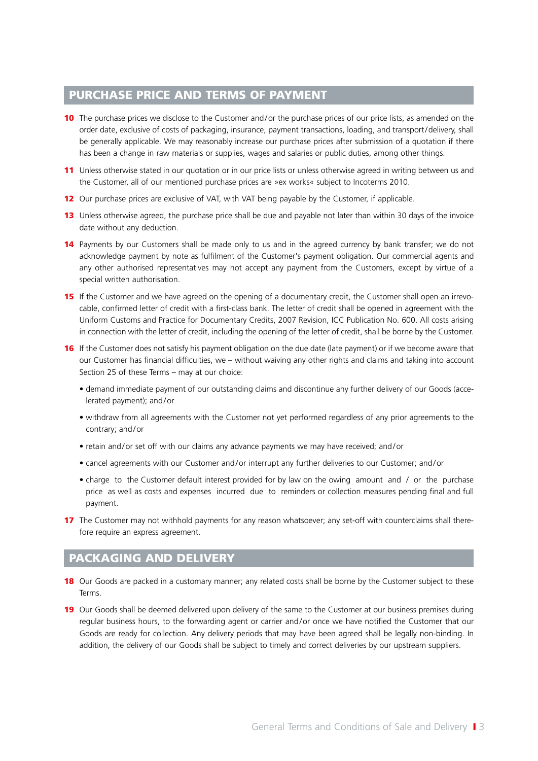## PURCHASE PRICE AND TERMS OF PAYMENT

**10** The purchase prices we disclose to the Customer and/or the purchase prices of our price lists, as amended on the order date, exclusive of costs of packaging, insurance, payment transactions, loading, and transport/delivery, shall be generally applicable. We may reasonably increase our purchase prices after submission of a quotation if there has been a change in raw materials or supplies, wages and salaries or public duties, among other things.

**11** Unless otherwise stated in our quotation or in our price lists or unless otherwise agreed in writing between us and the Customer, all of our mentioned purchase prices are »ex works« subject to Incoterms 2010.

**12** Our purchase prices are exclusive of VAT, with VAT being payable by the Customer, if applicable.

**13** Unless otherwise agreed, the purchase price shall be due and payable not later than within 30 days of the invoice date without any deduction.

**14** Payments by our Customers shall be made only to us and in the agreed currency by bank transfer; we do not acknowledge payment by note as fulfilment of the Customer's payment obligation. Our commercial agents and any other authorised representatives may not accept any payment from the Customers, except by virtue of a special written authorisation.

**15** If the Customer and we have agreed on the opening of a documentary credit, the Customer shall open an irrevocable, confirmed letter of credit with a first-class bank. The letter of credit shall be opened in agreement with the Uniform Customs and Practice for Documentary Credits, 2007 Revision, ICC Publication No. 600. All costs arising in connection with the letter of credit, including the opening of the letter of credit, shall be borne by the Customer.

**16** If the Customer does not satisfy his payment obligation on the due date (late payment) or if we become aware that our Customer has financial difficulties, we – without waiving any other rights and claims and taking into account Section 25 of these Terms – may at our choice:

- demand immediate payment of our outstanding claims and discontinue any further delivery of our Goods (accelerated payment); and/or
- withdraw from all agreements with the Customer not yet performed regardless of any prior agreements to the contrary; and/or
- retain and/or set off with our claims any advance payments we may have received; and/or
- cancel agreements with our Customer and/or interrupt any further deliveries to our Customer; and/or
- charge to the Customer default interest provided for by law on the owing amount and / or the purchase price as well as costs and expenses incurred due to reminders or collection measures pending final and full payment.

**17** The Customer may not withhold payments for any reason whatsoever; any set-off with counterclaims shall therefore require an express agreement.

## PACKAGING AND DELIVERY

**18** Our Goods are packed in a customary manner; any related costs shall be borne by the Customer subject to these Terms.

**19** Our Goods shall be deemed delivered upon delivery of the same to the Customer at our business premises during regular business hours, to the forwarding agent or carrier and/or once we have notified the Customer that our Goods are ready for collection. Any delivery periods that may have been agreed shall be legally non-binding. In addition, the delivery of our Goods shall be subject to timely and correct deliveries by our upstream suppliers.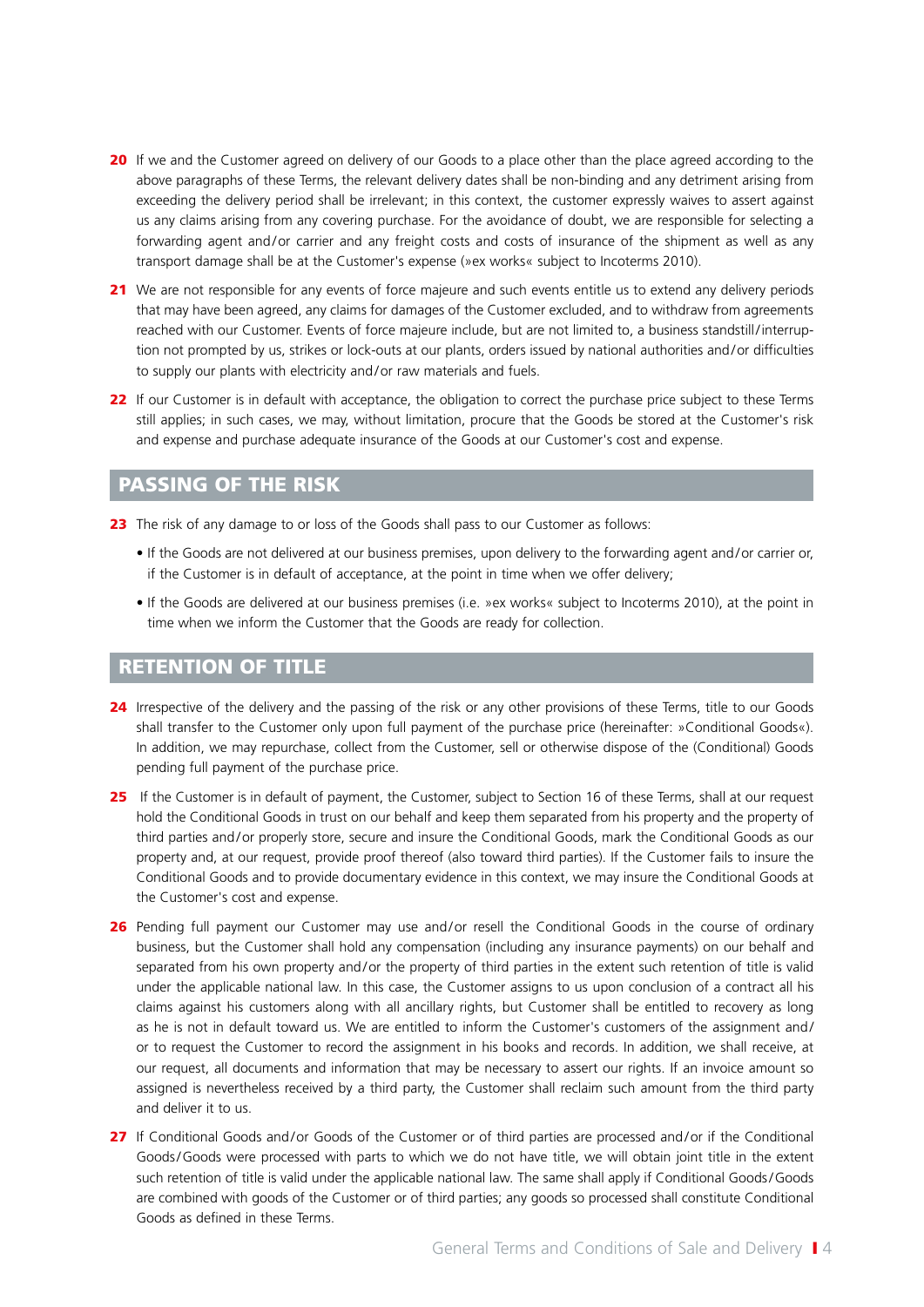**20** If we and the Customer agreed on delivery of our Goods to a place other than the place agreed according to the above paragraphs of these Terms, the relevant delivery dates shall be non-binding and any detriment arising from exceeding the delivery period shall be irrelevant; in this context, the customer expressly waives to assert against us any claims arising from any covering purchase. For the avoidance of doubt, we are responsible for selecting a forwarding agent and/or carrier and any freight costs and costs of insurance of the shipment as well as any transport damage shall be at the Customer's expense (»ex works« subject to Incoterms 2010).

**21** We are not responsible for any events of force majeure and such events entitle us to extend any delivery periods that may have been agreed, any claims for damages of the Customer excluded, and to withdraw from agreements reached with our Customer. Events of force majeure include, but are not limited to, a business standstill/interruption not prompted by us, strikes or lock-outs at our plants, orders issued by national authorities and/or difficulties to supply our plants with electricity and/or raw materials and fuels.

**22** If our Customer is in default with acceptance, the obligation to correct the purchase price subject to these Terms still applies; in such cases, we may, without limitation, procure that the Goods be stored at the Customer's risk and expense and purchase adequate insurance of the Goods at our Customer's cost and expense.

## PASSING OF THE RISK

**23** The risk of any damage to or loss of the Goods shall pass to our Customer as follows:

- If the Goods are not delivered at our business premises, upon delivery to the forwarding agent and/or carrier or, if the Customer is in default of acceptance, at the point in time when we offer delivery;
- If the Goods are delivered at our business premises (i.e. »ex works« subject to Incoterms 2010), at the point in time when we inform the Customer that the Goods are ready for collection.

## RETENTION OF TITLE

**24** Irrespective of the delivery and the passing of the risk or any other provisions of these Terms, title to our Goods shall transfer to the Customer only upon full payment of the purchase price (hereinafter: »Conditional Goods«). In addition, we may repurchase, collect from the Customer, sell or otherwise dispose of the (Conditional) Goods pending full payment of the purchase price.

**25** If the Customer is in default of payment, the Customer, subject to Section 16 of these Terms, shall at our request hold the Conditional Goods in trust on our behalf and keep them separated from his property and the property of third parties and/or properly store, secure and insure the Conditional Goods, mark the Conditional Goods as our property and, at our request, provide proof thereof (also toward third parties). If the Customer fails to insure the Conditional Goods and to provide documentary evidence in this context, we may insure the Conditional Goods at the Customer's cost and expense.

**26** Pending full payment our Customer may use and/or resell the Conditional Goods in the course of ordinary business, but the Customer shall hold any compensation (including any insurance payments) on our behalf and separated from his own property and/or the property of third parties in the extent such retention of title is valid under the applicable national law. In this case, the Customer assigns to us upon conclusion of a contract all his claims against his customers along with all ancillary rights, but Customer shall be entitled to recovery as long as he is not in default toward us. We are entitled to inform the Customer's customers of the assignment and/or to request the Customer to record the assignment in his books and records. In addition, we shall receive, at our request, all documents and information that may be necessary to assert our rights. If an invoice amount so assigned is nevertheless received by a third party, the Customer shall reclaim such amount from the third party and deliver it to us.

**27** If Conditional Goods and/or Goods of the Customer or of third parties are processed and/or if the Conditional Goods/Goods were processed with parts to which we do not have title, we will obtain joint title in the extent such retention of title is valid under the applicable national law. The same shall apply if Conditional Goods/Goods are combined with goods of the Customer or of third parties; any goods so processed shall constitute Conditional Goods as defined in these Terms.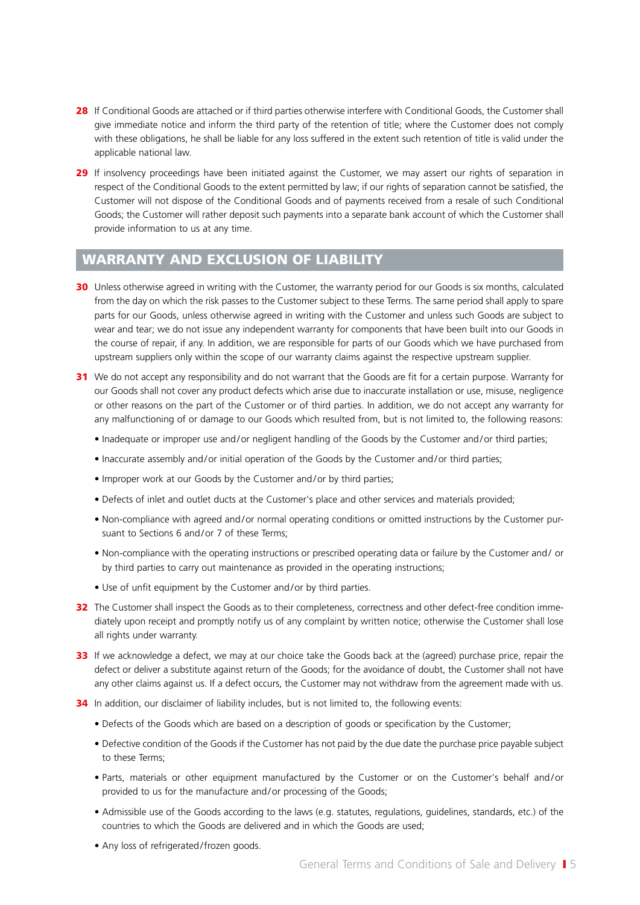**28** If Conditional Goods are attached or if third parties otherwise interfere with Conditional Goods, the Customer shall give immediate notice and inform the third party of the retention of title; where the Customer does not comply with these obligations, he shall be liable for any loss suffered in the extent such retention of title is valid under the applicable national law.

**29** If insolvency proceedings have been initiated against the Customer, we may assert our rights of separation in respect of the Conditional Goods to the extent permitted by law; if our rights of separation cannot be satisfied, the Customer will not dispose of the Conditional Goods and of payments received from a resale of such Conditional Goods; the Customer will rather deposit such payments into a separate bank account of which the Customer shall provide information to us at any time.

## WARRANTY AND EXCLUSION OF LIABILITY

**30** Unless otherwise agreed in writing with the Customer, the warranty period for our Goods is six months, calculated from the day on which the risk passes to the Customer subject to these Terms. The same period shall apply to spare parts for our Goods, unless otherwise agreed in writing with the Customer and unless such Goods are subject to wear and tear; we do not issue any independent warranty for components that have been built into our Goods in the course of repair, if any. In addition, we are responsible for parts of our Goods which we have purchased from upstream suppliers only within the scope of our warranty claims against the respective upstream supplier.

**31** We do not accept any responsibility and do not warrant that the Goods are fit for a certain purpose. Warranty for our Goods shall not cover any product defects which arise due to inaccurate installation or use, misuse, negligence or other reasons on the part of the Customer or of third parties. In addition, we do not accept any warranty for any malfunctioning of or damage to our Goods which resulted from, but is not limited to, the following reasons:

- Inadequate or improper use and/or negligent handling of the Goods by the Customer and/or third parties;
- Inaccurate assembly and/or initial operation of the Goods by the Customer and/or third parties;
- Improper work at our Goods by the Customer and/or by third parties;
- Defects of inlet and outlet ducts at the Customer's place and other services and materials provided;
- Non-compliance with agreed and/or normal operating conditions or omitted instructions by the Customer pursuant to Sections 6 and/or 7 of these Terms;
- Non-compliance with the operating instructions or prescribed operating data or failure by the Customer and/ or by third parties to carry out maintenance as provided in the operating instructions;
- Use of unfit equipment by the Customer and/or by third parties.

**32** The Customer shall inspect the Goods as to their completeness, correctness and other defect-free condition immediately upon receipt and promptly notify us of any complaint by written notice; otherwise the Customer shall lose all rights under warranty.

**33** If we acknowledge a defect, we may at our choice take the Goods back at the (agreed) purchase price, repair the defect or deliver a substitute against return of the Goods; for the avoidance of doubt, the Customer shall not have any other claims against us. If a defect occurs, the Customer may not withdraw from the agreement made with us.

**34** In addition, our disclaimer of liability includes, but is not limited to, the following events:

- Defects of the Goods which are based on a description of goods or specification by the Customer;
- Defective condition of the Goods if the Customer has not paid by the due date the purchase price payable subject to these Terms;
- Parts, materials or other equipment manufactured by the Customer or on the Customer's behalf and/or provided to us for the manufacture and/or processing of the Goods;
- Admissible use of the Goods according to the laws (e.g. statutes, regulations, guidelines, standards, etc.) of the countries to which the Goods are delivered and in which the Goods are used;
- Any loss of refrigerated/frozen goods.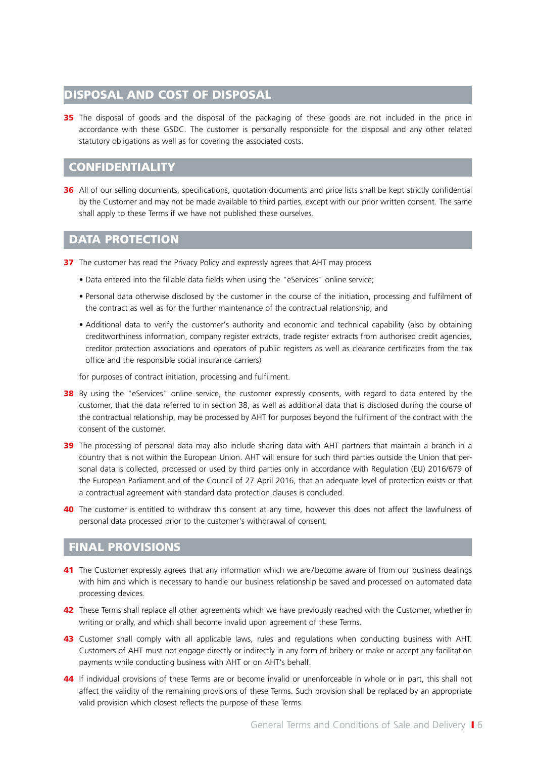## DISPOSAL AND COST OF DISPOSAL

**35** The disposal of goods and the disposal of the packaging of these goods are not included in the price in accordance with these GSDC. The customer is personally responsible for the disposal and any other related statutory obligations as well as for covering the associated costs.

## CONFIDENTIALITY

**36** All of our selling documents, specifications, quotation documents and price lists shall be kept strictly confidential by the Customer and may not be made available to third parties, except with our prior written consent. The same shall apply to these Terms if we have not published these ourselves.

## DATA PROTECTION

**37** The customer has read the Privacy Policy and expressly agrees that AHT may process

- Data entered into the fillable data fields when using the "eServices" online service;
- Personal data otherwise disclosed by the customer in the course of the initiation, processing and fulfilment of the contract as well as for the further maintenance of the contractual relationship; and
- Additional data to verify the customer's authority and economic and technical capability (also by obtaining creditworthiness information, company register extracts, trade register extracts from authorised credit agencies, creditor protection associations and operators of public registers as well as clearance certificates from the tax office and the responsible social insurance carriers)

for purposes of contract initiation, processing and fulfilment.

**38** By using the "eServices" online service, the customer expressly consents, with regard to data entered by the customer, that the data referred to in section 38, as well as additional data that is disclosed during the course of the contractual relationship, may be processed by AHT for purposes beyond the fulfilment of the contract with the consent of the customer.

**39** The processing of personal data may also include sharing data with AHT partners that maintain a branch in a country that is not within the European Union. AHT will ensure for such third parties outside the Union that personal data is collected, processed or used by third parties only in accordance with Regulation (EU) 2016/679 of the European Parliament and of the Council of 27 April 2016, that an adequate level of protection exists or that a contractual agreement with standard data protection clauses is concluded.

**40** The customer is entitled to withdraw this consent at any time, however this does not affect the lawfulness of personal data processed prior to the customer's withdrawal of consent.

## FINAL PROVISIONS

**41** The Customer expressly agrees that any information which we are/become aware of from our business dealings with him and which is necessary to handle our business relationship be saved and processed on automated data processing devices.

**42** These Terms shall replace all other agreements which we have previously reached with the Customer, whether in writing or orally, and which shall become invalid upon agreement of these Terms.

**43** Customer shall comply with all applicable laws, rules and regulations when conducting business with AHT. Customers of AHT must not engage directly or indirectly in any form of bribery or make or accept any facilitation payments while conducting business with AHT or on AHT's behalf.

**44** If individual provisions of these Terms are or become invalid or unenforceable in whole or in part, this shall not affect the validity of the remaining provisions of these Terms. Such provision shall be replaced by an appropriate valid provision which closest reflects the purpose of these Terms.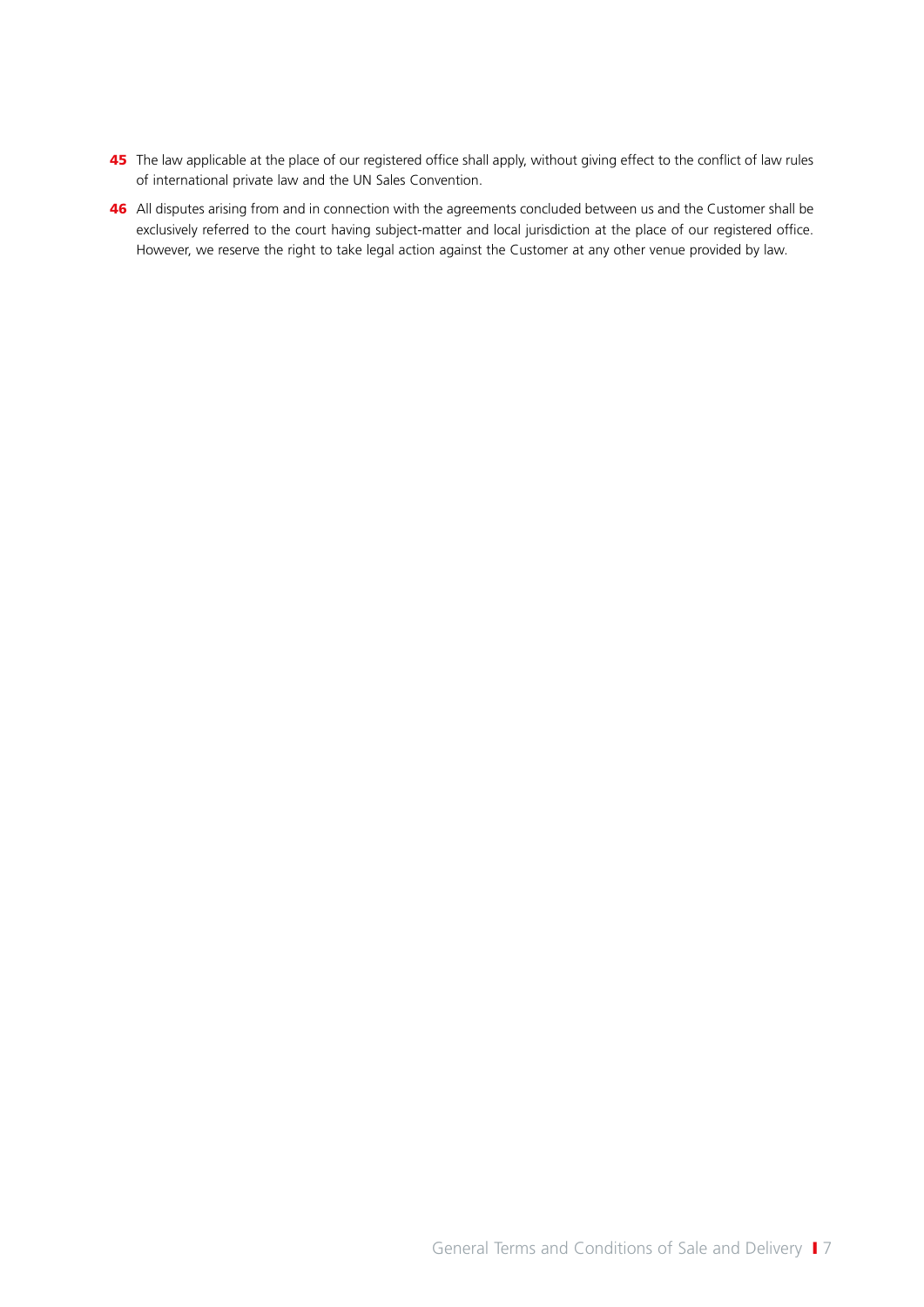**45** The law applicable at the place of our registered office shall apply, without giving effect to the conflict of law rules of international private law and the UN Sales Convention.

**46** All disputes arising from and in connection with the agreements concluded between us and the Customer shall be exclusively referred to the court having subject-matter and local jurisdiction at the place of our registered office. However, we reserve the right to take legal action against the Customer at any other venue provided by law.